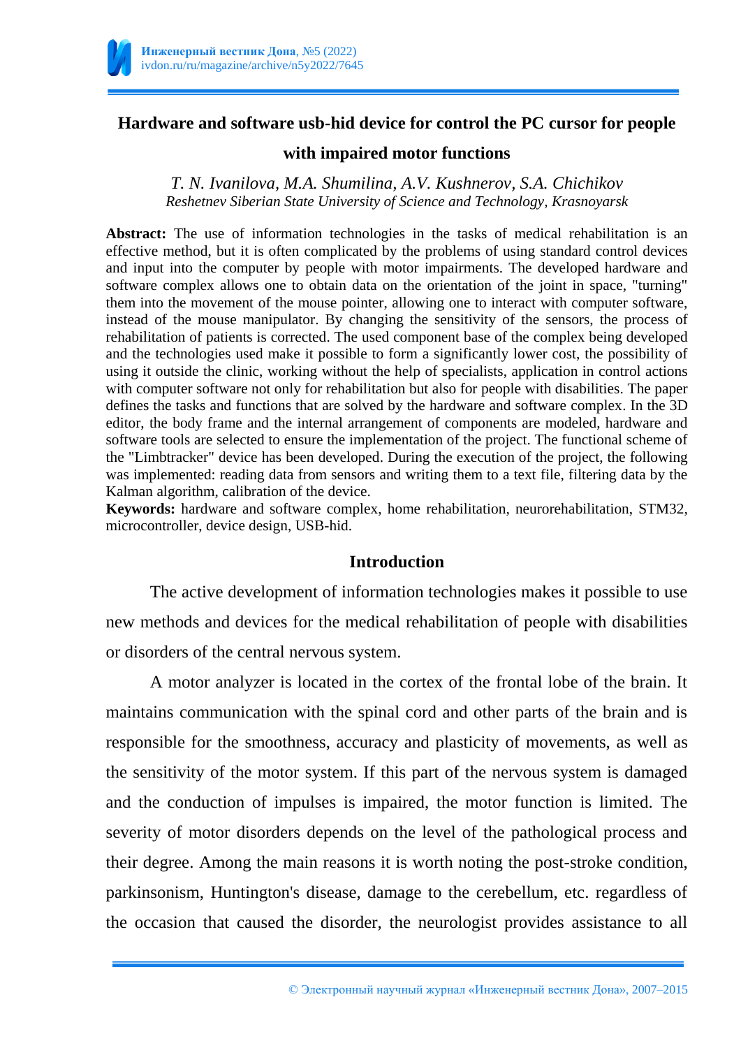# Hardware and software usb-hid device for control the PC cursor for people with impaired motor functions

*T. N. Ivanilova, M.A. Shumilina, A.V. Kushnerov, S.A. Chichikov*
*Reshetnev Siberian State University of Science and Technology, Krasnoyarsk*

**Abstract:** The use of information technologies in the tasks of medical rehabilitation is an effective method, but it is often complicated by the problems of using standard control devices and input into the computer by people with motor impairments. The developed hardware and software complex allows one to obtain data on the orientation of the joint in space, "turning" them into the movement of the mouse pointer, allowing one to interact with computer software, instead of the mouse manipulator. By changing the sensitivity of the sensors, the process of rehabilitation of patients is corrected. The used component base of the complex being developed and the technologies used make it possible to form a significantly lower cost, the possibility of using it outside the clinic, working without the help of specialists, application in control actions with computer software not only for rehabilitation but also for people with disabilities. The paper defines the tasks and functions that are solved by the hardware and software complex. In the 3D editor, the body frame and the internal arrangement of components are modeled, hardware and software tools are selected to ensure the implementation of the project. The functional scheme of the "Limbtracker" device has been developed. During the execution of the project, the following was implemented: reading data from sensors and writing them to a text file, filtering data by the Kalman algorithm, calibration of the device.

**Keywords:** hardware and software complex, home rehabilitation, neurorehabilitation, STM32, microcontroller, device design, USB-hid.

## Introduction

The active development of information technologies makes it possible to use new methods and devices for the medical rehabilitation of people with disabilities or disorders of the central nervous system.

A motor analyzer is located in the cortex of the frontal lobe of the brain. It maintains communication with the spinal cord and other parts of the brain and is responsible for the smoothness, accuracy and plasticity of movements, as well as the sensitivity of the motor system. If this part of the nervous system is damaged and the conduction of impulses is impaired, the motor function is limited. The severity of motor disorders depends on the level of the pathological process and their degree. Among the main reasons it is worth noting the post-stroke condition, parkinsonism, Huntington's disease, damage to the cerebellum, etc. regardless of the occasion that caused the disorder, the neurologist provides assistance to all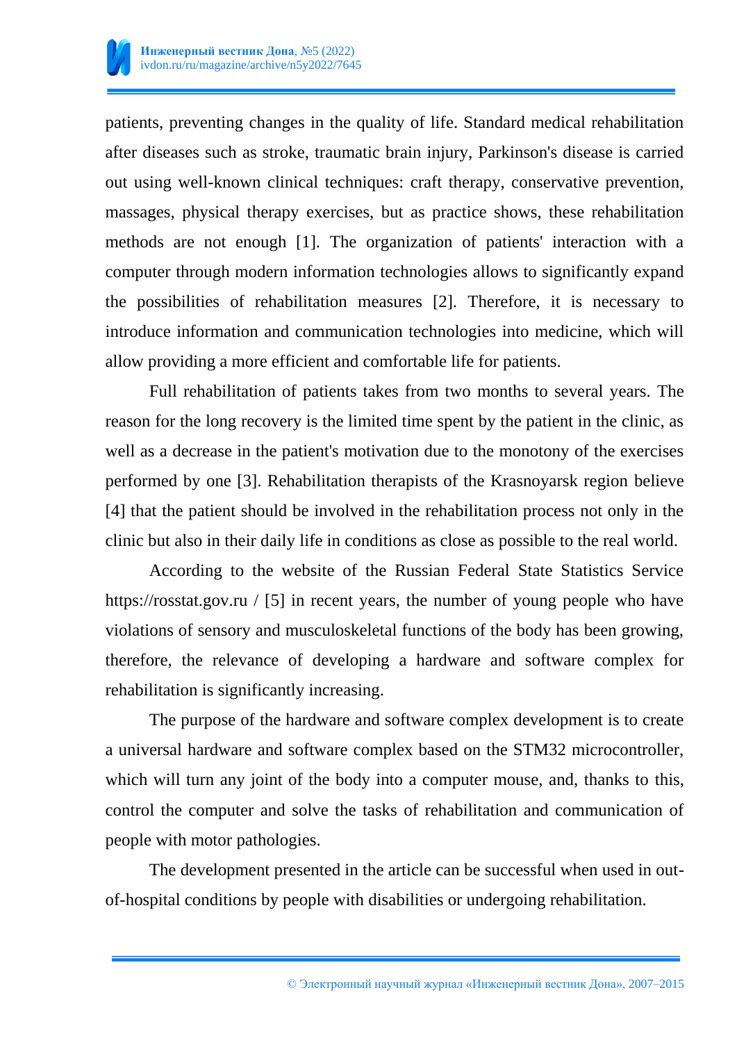patients, preventing changes in the quality of life. Standard medical rehabilitation after diseases such as stroke, traumatic brain injury, Parkinson's disease is carried out using well-known clinical techniques: craft therapy, conservative prevention, massages, physical therapy exercises, but as practice shows, these rehabilitation methods are not enough [1]. The organization of patients' interaction with a computer through modern information technologies allows to significantly expand the possibilities of rehabilitation measures [2]. Therefore, it is necessary to introduce information and communication technologies into medicine, which will allow providing a more efficient and comfortable life for patients.

Full rehabilitation of patients takes from two months to several years. The reason for the long recovery is the limited time spent by the patient in the clinic, as well as a decrease in the patient's motivation due to the monotony of the exercises performed by one [3]. Rehabilitation therapists of the Krasnoyarsk region believe [4] that the patient should be involved in the rehabilitation process not only in the clinic but also in their daily life in conditions as close as possible to the real world.

According to the website of the Russian Federal State Statistics Service https://rosstat.gov.ru / [5] in recent years, the number of young people who have violations of sensory and musculoskeletal functions of the body has been growing, therefore, the relevance of developing a hardware and software complex for rehabilitation is significantly increasing.

The purpose of the hardware and software complex development is to create a universal hardware and software complex based on the STM32 microcontroller, which will turn any joint of the body into a computer mouse, and, thanks to this, control the computer and solve the tasks of rehabilitation and communication of people with motor pathologies.

The development presented in the article can be successful when used in out-of-hospital conditions by people with disabilities or undergoing rehabilitation.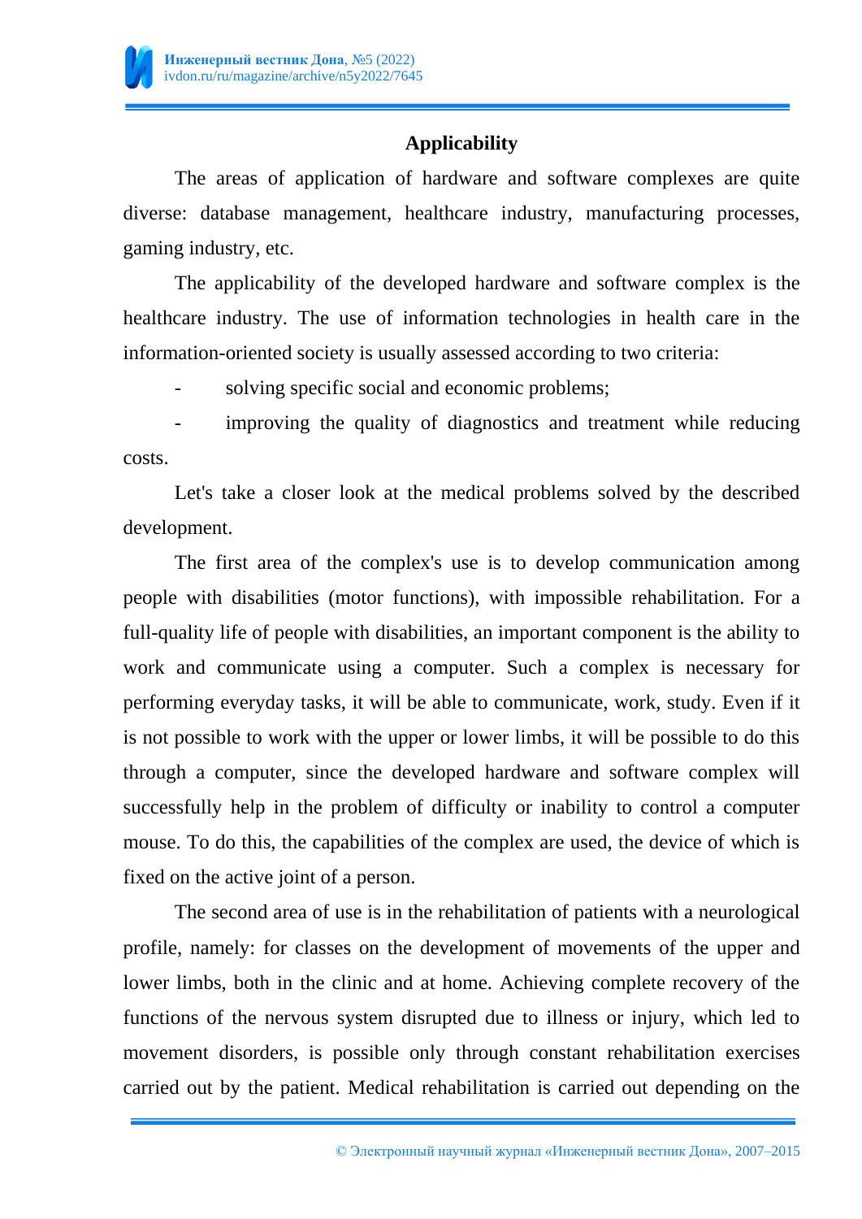## Applicability

The areas of application of hardware and software complexes are quite diverse: database management, healthcare industry, manufacturing processes, gaming industry, etc.

The applicability of the developed hardware and software complex is the healthcare industry. The use of information technologies in health care in the information-oriented society is usually assessed according to two criteria:

- solving specific social and economic problems;
- improving the quality of diagnostics and treatment while reducing costs.

Let's take a closer look at the medical problems solved by the described development.

The first area of the complex's use is to develop communication among people with disabilities (motor functions), with impossible rehabilitation. For a full-quality life of people with disabilities, an important component is the ability to work and communicate using a computer. Such a complex is necessary for performing everyday tasks, it will be able to communicate, work, study. Even if it is not possible to work with the upper or lower limbs, it will be possible to do this through a computer, since the developed hardware and software complex will successfully help in the problem of difficulty or inability to control a computer mouse. To do this, the capabilities of the complex are used, the device of which is fixed on the active joint of a person.

The second area of use is in the rehabilitation of patients with a neurological profile, namely: for classes on the development of movements of the upper and lower limbs, both in the clinic and at home. Achieving complete recovery of the functions of the nervous system disrupted due to illness or injury, which led to movement disorders, is possible only through constant rehabilitation exercises carried out by the patient. Medical rehabilitation is carried out depending on the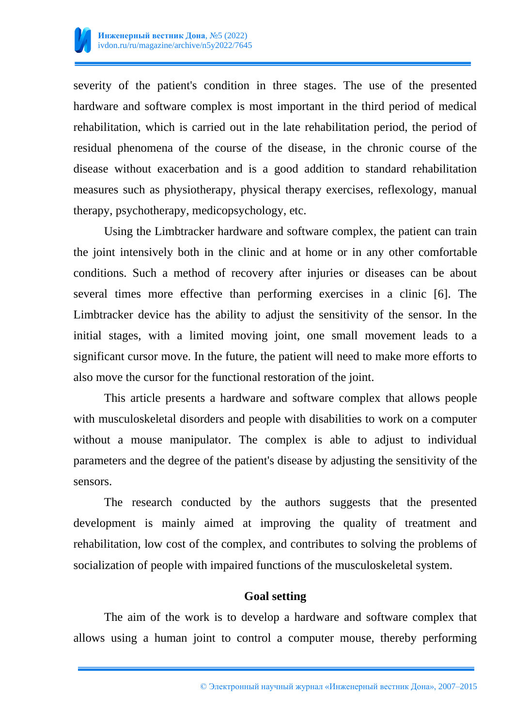severity of the patient's condition in three stages. The use of the presented hardware and software complex is most important in the third period of medical rehabilitation, which is carried out in the late rehabilitation period, the period of residual phenomena of the course of the disease, in the chronic course of the disease without exacerbation and is a good addition to standard rehabilitation measures such as physiotherapy, physical therapy exercises, reflexology, manual therapy, psychotherapy, medicopsychology, etc.

Using the Limbtracker hardware and software complex, the patient can train the joint intensively both in the clinic and at home or in any other comfortable conditions. Such a method of recovery after injuries or diseases can be about several times more effective than performing exercises in a clinic [6]. The Limbtracker device has the ability to adjust the sensitivity of the sensor. In the initial stages, with a limited moving joint, one small movement leads to a significant cursor move. In the future, the patient will need to make more efforts to also move the cursor for the functional restoration of the joint.

This article presents a hardware and software complex that allows people with musculoskeletal disorders and people with disabilities to work on a computer without a mouse manipulator. The complex is able to adjust to individual parameters and the degree of the patient's disease by adjusting the sensitivity of the sensors.

The research conducted by the authors suggests that the presented development is mainly aimed at improving the quality of treatment and rehabilitation, low cost of the complex, and contributes to solving the problems of socialization of people with impaired functions of the musculoskeletal system.

## Goal setting

The aim of the work is to develop a hardware and software complex that allows using a human joint to control a computer mouse, thereby performing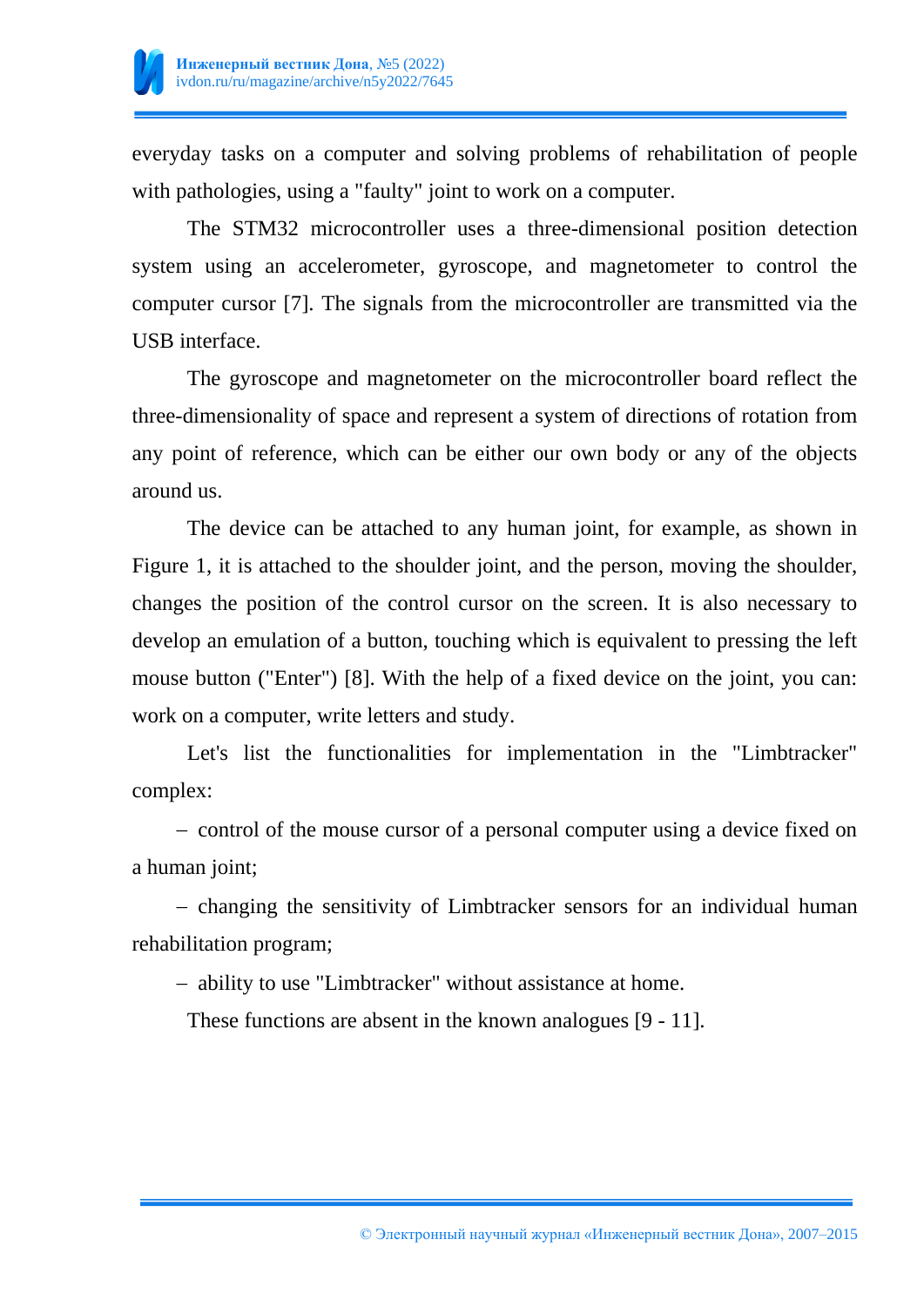everyday tasks on a computer and solving problems of rehabilitation of people with pathologies, using a "faulty" joint to work on a computer.

The STM32 microcontroller uses a three-dimensional position detection system using an accelerometer, gyroscope, and magnetometer to control the computer cursor [7]. The signals from the microcontroller are transmitted via the USB interface.

The gyroscope and magnetometer on the microcontroller board reflect the three-dimensionality of space and represent a system of directions of rotation from any point of reference, which can be either our own body or any of the objects around us.

The device can be attached to any human joint, for example, as shown in Figure 1, it is attached to the shoulder joint, and the person, moving the shoulder, changes the position of the control cursor on the screen. It is also necessary to develop an emulation of a button, touching which is equivalent to pressing the left mouse button ("Enter") [8]. With the help of a fixed device on the joint, you can: work on a computer, write letters and study.

Let's list the functionalities for implementation in the "Limbtracker" complex:

– control of the mouse cursor of a personal computer using a device fixed on a human joint;

– changing the sensitivity of Limbtracker sensors for an individual human rehabilitation program;

– ability to use "Limbtracker" without assistance at home.

These functions are absent in the known analogues [9 - 11].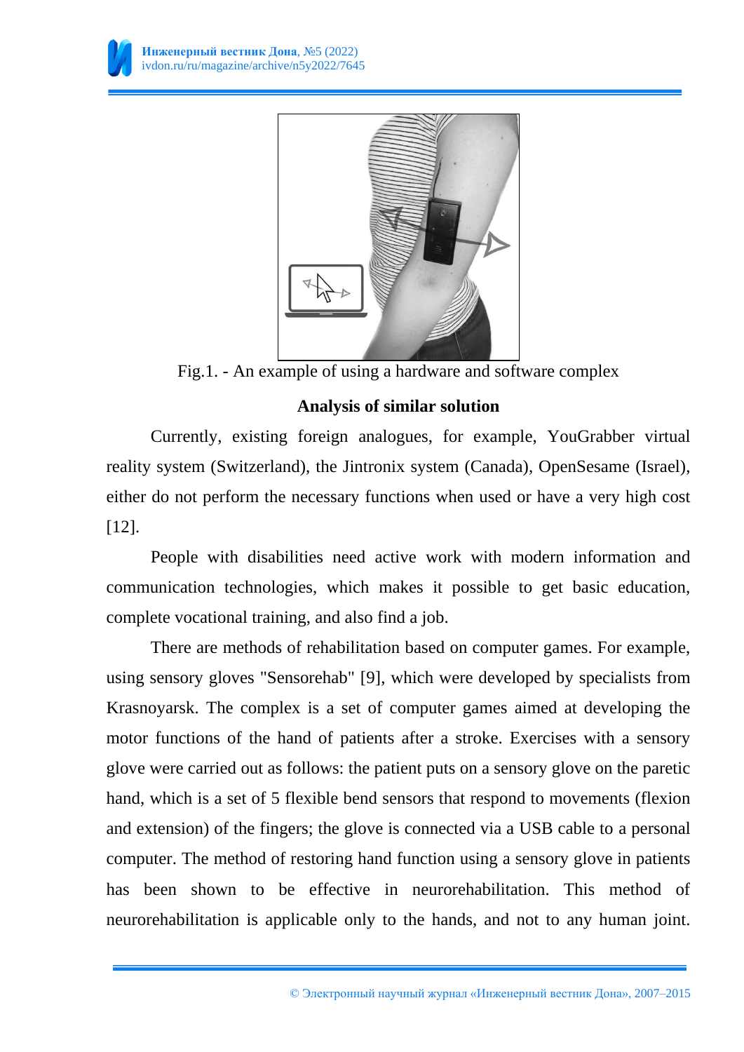Fig.1. - An example of using a hardware and software complex

**Analysis of similar solution**

Currently, existing foreign analogues, for example, YouGrabber virtual reality system (Switzerland), the Jintronix system (Canada), OpenSesame (Israel), either do not perform the necessary functions when used or have a very high cost [12].

People with disabilities need active work with modern information and communication technologies, which makes it possible to get basic education, complete vocational training, and also find a job.

There are methods of rehabilitation based on computer games. For example, using sensory gloves "Sensorehab" [9], which were developed by specialists from Krasnoyarsk. The complex is a set of computer games aimed at developing the motor functions of the hand of patients after a stroke. Exercises with a sensory glove were carried out as follows: the patient puts on a sensory glove on the paretic hand, which is a set of 5 flexible bend sensors that respond to movements (flexion and extension) of the fingers; the glove is connected via a USB cable to a personal computer. The method of restoring hand function using a sensory glove in patients has been shown to be effective in neurorehabilitation. This method of neurorehabilitation is applicable only to the hands, and not to any human joint.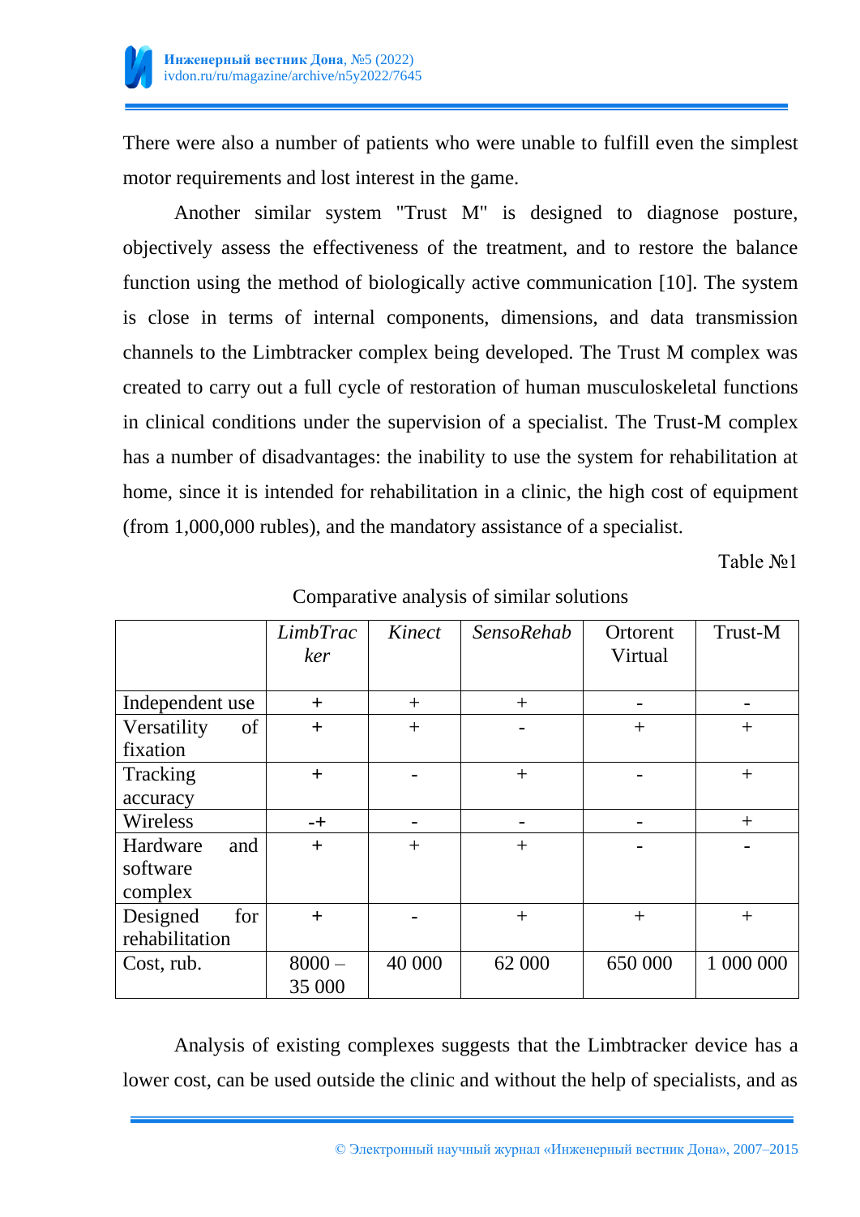There were also a number of patients who were unable to fulfill even the simplest motor requirements and lost interest in the game.

Another similar system "Trust M" is designed to diagnose posture, objectively assess the effectiveness of the treatment, and to restore the balance function using the method of biologically active communication [10]. The system is close in terms of internal components, dimensions, and data transmission channels to the Limbtracker complex being developed. The Trust M complex was created to carry out a full cycle of restoration of human musculoskeletal functions in clinical conditions under the supervision of a specialist. The Trust-M complex has a number of disadvantages: the inability to use the system for rehabilitation at home, since it is intended for rehabilitation in a clinic, the high cost of equipment (from 1,000,000 rubles), and the mandatory assistance of a specialist.

Table №1

Comparative analysis of similar solutions

| | *LimbTracker* | *Kinect* | *SensoRehab* | Ortorent Virtual | Trust-M |
|---|---|---|---|---|---|
| Independent use | + | + | + | - | - |
| Versatility of fixation | + | + | - | + | + |
| Tracking accuracy | + | - | + | - | + |
| Wireless | -+ | - | - | - | + |
| Hardware and software complex | + | + | + | - | - |
| Designed for rehabilitation | + | - | + | + | + |
| Cost, rub. | 8000 – 35 000 | 40 000 | 62 000 | 650 000 | 1 000 000 |

Analysis of existing complexes suggests that the Limbtracker device has a lower cost, can be used outside the clinic and without the help of specialists, and as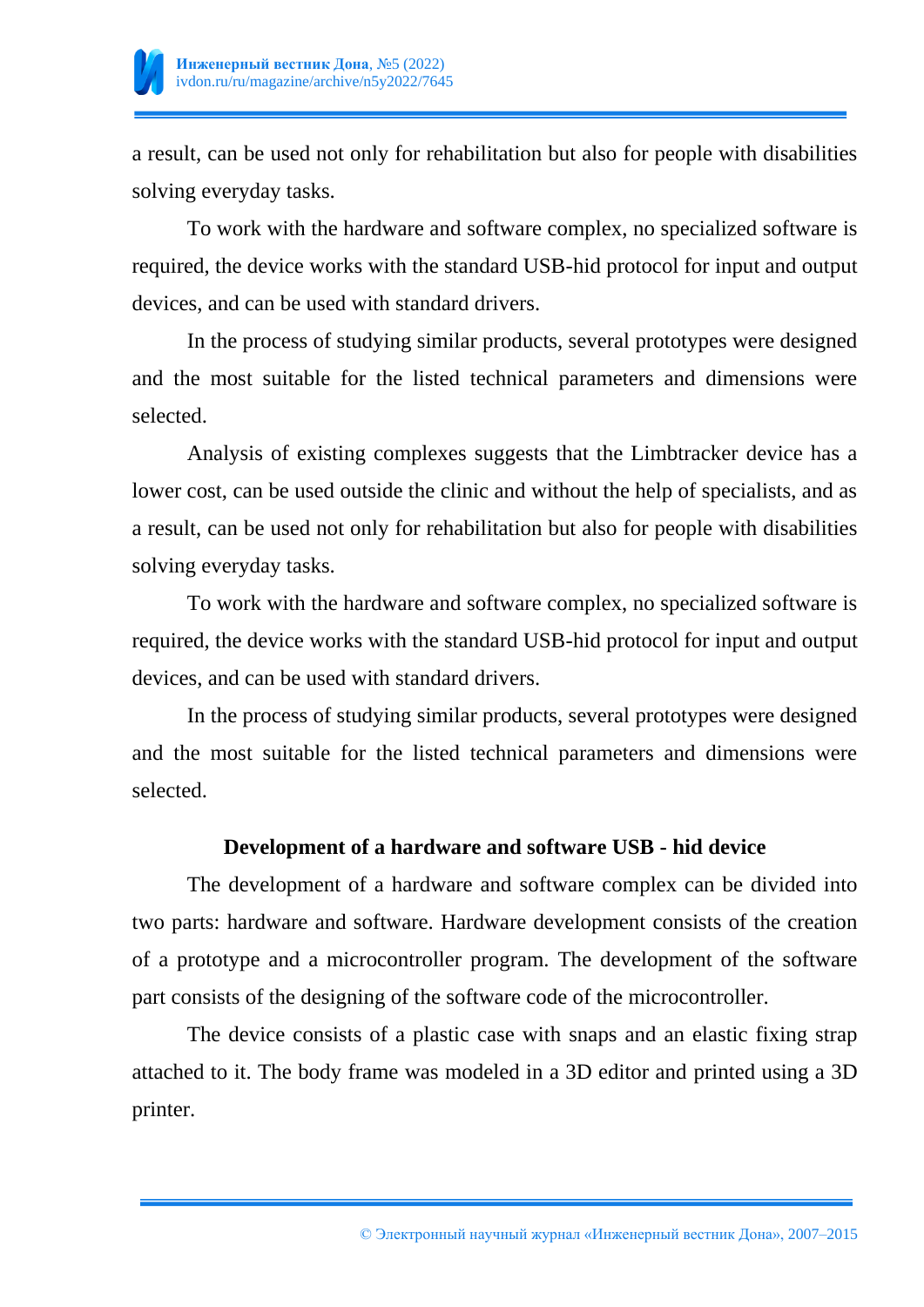a result, can be used not only for rehabilitation but also for people with disabilities solving everyday tasks.

To work with the hardware and software complex, no specialized software is required, the device works with the standard USB-hid protocol for input and output devices, and can be used with standard drivers.

In the process of studying similar products, several prototypes were designed and the most suitable for the listed technical parameters and dimensions were selected.

Analysis of existing complexes suggests that the Limbtracker device has a lower cost, can be used outside the clinic and without the help of specialists, and as a result, can be used not only for rehabilitation but also for people with disabilities solving everyday tasks.

To work with the hardware and software complex, no specialized software is required, the device works with the standard USB-hid protocol for input and output devices, and can be used with standard drivers.

In the process of studying similar products, several prototypes were designed and the most suitable for the listed technical parameters and dimensions were selected.

## Development of a hardware and software USB - hid device

The development of a hardware and software complex can be divided into two parts: hardware and software. Hardware development consists of the creation of a prototype and a microcontroller program. The development of the software part consists of the designing of the software code of the microcontroller.

The device consists of a plastic case with snaps and an elastic fixing strap attached to it. The body frame was modeled in a 3D editor and printed using a 3D printer.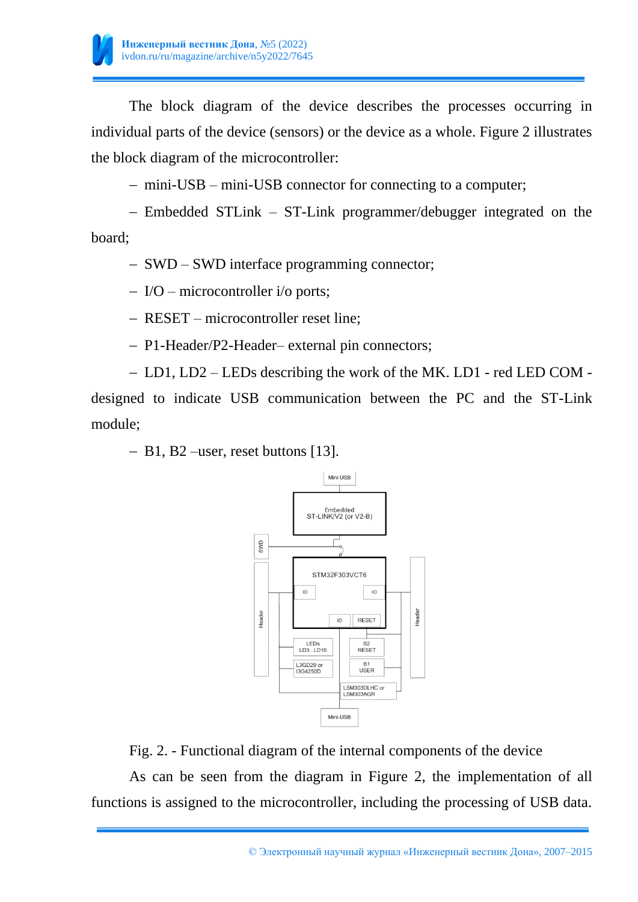The block diagram of the device describes the processes occurring in individual parts of the device (sensors) or the device as a whole. Figure 2 illustrates the block diagram of the microcontroller:

– mini-USB – mini-USB connector for connecting to a computer;

– Embedded STLink – ST-Link programmer/debugger integrated on the board;

– SWD – SWD interface programming connector;

– I/O – microcontroller i/o ports;

– RESET – microcontroller reset line;

– P1-Header/P2-Header– external pin connectors;

– LD1, LD2 – LEDs describing the work of the MK. LD1 - red LED COM - designed to indicate USB communication between the PC and the ST-Link module;

– B1, B2 –user, reset buttons [13].

Fig. 2. - Functional diagram of the internal components of the device

As can be seen from the diagram in Figure 2, the implementation of all functions is assigned to the microcontroller, including the processing of USB data.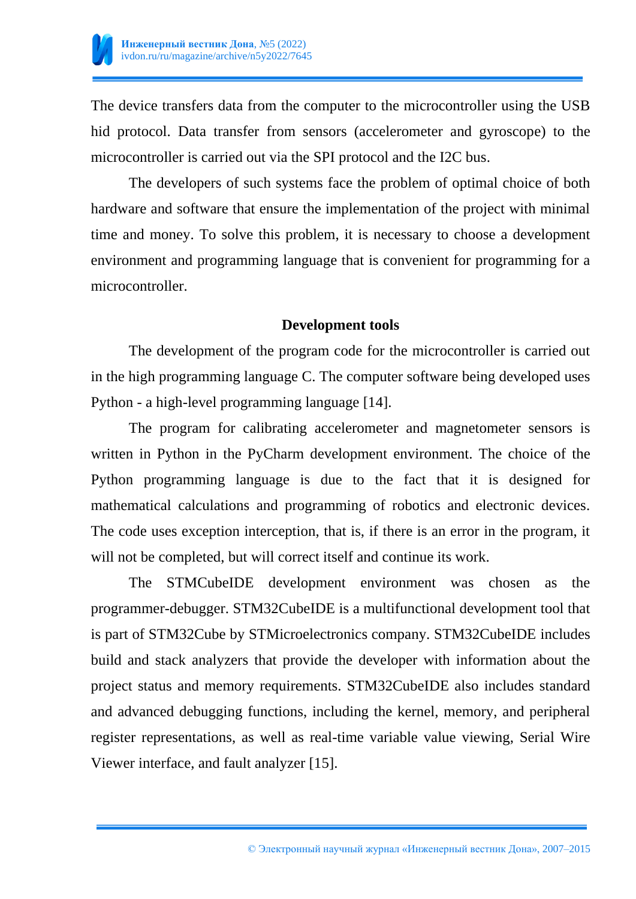The device transfers data from the computer to the microcontroller using the USB hid protocol. Data transfer from sensors (accelerometer and gyroscope) to the microcontroller is carried out via the SPI protocol and the I2C bus.

The developers of such systems face the problem of optimal choice of both hardware and software that ensure the implementation of the project with minimal time and money. To solve this problem, it is necessary to choose a development environment and programming language that is convenient for programming for a microcontroller.

## Development tools

The development of the program code for the microcontroller is carried out in the high programming language C. The computer software being developed uses Python - a high-level programming language [14].

The program for calibrating accelerometer and magnetometer sensors is written in Python in the PyCharm development environment. The choice of the Python programming language is due to the fact that it is designed for mathematical calculations and programming of robotics and electronic devices. The code uses exception interception, that is, if there is an error in the program, it will not be completed, but will correct itself and continue its work.

The STMCubeIDE development environment was chosen as the programmer-debugger. STM32CubeIDE is a multifunctional development tool that is part of STM32Cube by STMicroelectronics company. STM32CubeIDE includes build and stack analyzers that provide the developer with information about the project status and memory requirements. STM32CubeIDE also includes standard and advanced debugging functions, including the kernel, memory, and peripheral register representations, as well as real-time variable value viewing, Serial Wire Viewer interface, and fault analyzer [15].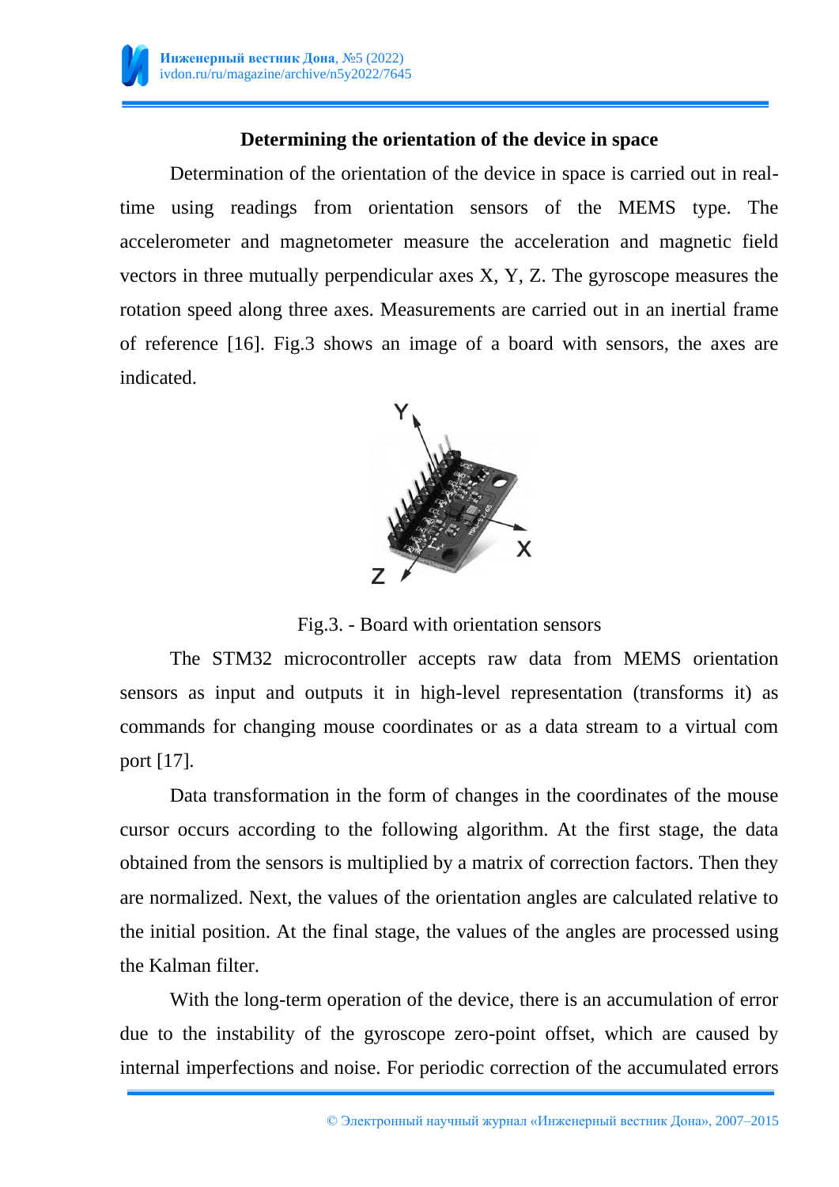### Determining the orientation of the device in space

Determination of the orientation of the device in space is carried out in real-time using readings from orientation sensors of the MEMS type. The accelerometer and magnetometer measure the acceleration and magnetic field vectors in three mutually perpendicular axes X, Y, Z. The gyroscope measures the rotation speed along three axes. Measurements are carried out in an inertial frame of reference [16]. Fig.3 shows an image of a board with sensors, the axes are indicated.

Fig.3. - Board with orientation sensors

The STM32 microcontroller accepts raw data from MEMS orientation sensors as input and outputs it in high-level representation (transforms it) as commands for changing mouse coordinates or as a data stream to a virtual com port [17].

Data transformation in the form of changes in the coordinates of the mouse cursor occurs according to the following algorithm. At the first stage, the data obtained from the sensors is multiplied by a matrix of correction factors. Then they are normalized. Next, the values of the orientation angles are calculated relative to the initial position. At the final stage, the values of the angles are processed using the Kalman filter.

With the long-term operation of the device, there is an accumulation of error due to the instability of the gyroscope zero-point offset, which are caused by internal imperfections and noise. For periodic correction of the accumulated errors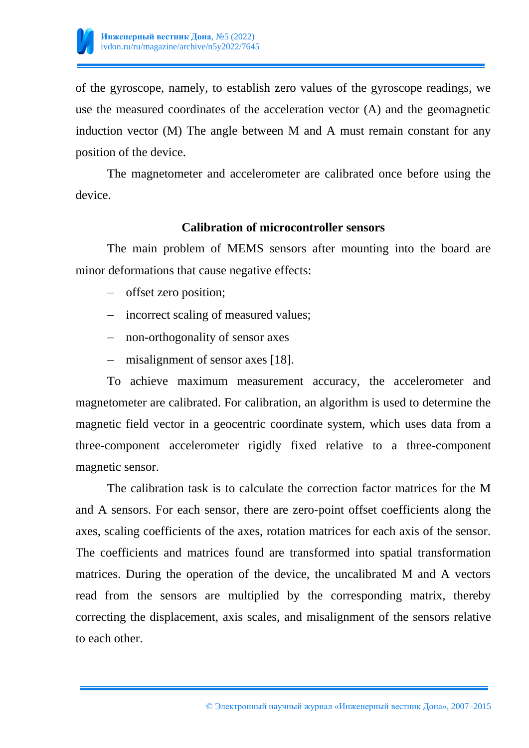of the gyroscope, namely, to establish zero values of the gyroscope readings, we use the measured coordinates of the acceleration vector (A) and the geomagnetic induction vector (M) The angle between M and A must remain constant for any position of the device.

The magnetometer and accelerometer are calibrated once before using the device.

## Calibration of microcontroller sensors

The main problem of MEMS sensors after mounting into the board are minor deformations that cause negative effects:

- offset zero position;
- incorrect scaling of measured values;
- non-orthogonality of sensor axes
- misalignment of sensor axes [18].

To achieve maximum measurement accuracy, the accelerometer and magnetometer are calibrated. For calibration, an algorithm is used to determine the magnetic field vector in a geocentric coordinate system, which uses data from a three-component accelerometer rigidly fixed relative to a three-component magnetic sensor.

The calibration task is to calculate the correction factor matrices for the M and A sensors. For each sensor, there are zero-point offset coefficients along the axes, scaling coefficients of the axes, rotation matrices for each axis of the sensor. The coefficients and matrices found are transformed into spatial transformation matrices. During the operation of the device, the uncalibrated M and A vectors read from the sensors are multiplied by the corresponding matrix, thereby correcting the displacement, axis scales, and misalignment of the sensors relative to each other.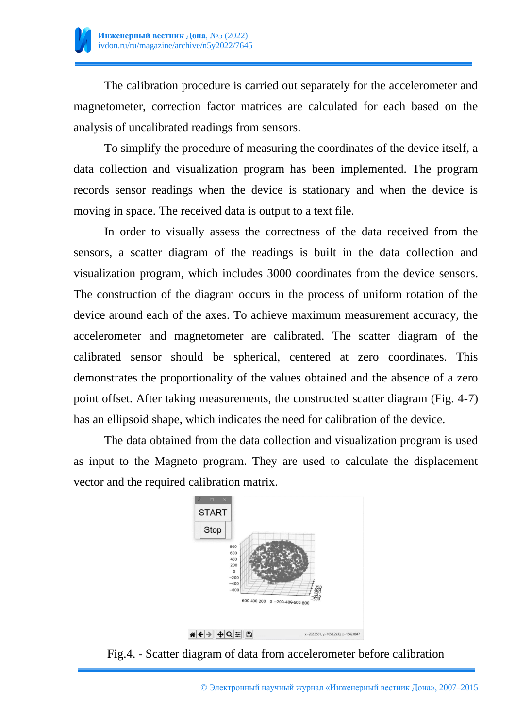The calibration procedure is carried out separately for the accelerometer and magnetometer, correction factor matrices are calculated for each based on the analysis of uncalibrated readings from sensors.

To simplify the procedure of measuring the coordinates of the device itself, a data collection and visualization program has been implemented. The program records sensor readings when the device is stationary and when the device is moving in space. The received data is output to a text file.

In order to visually assess the correctness of the data received from the sensors, a scatter diagram of the readings is built in the data collection and visualization program, which includes 3000 coordinates from the device sensors. The construction of the diagram occurs in the process of uniform rotation of the device around each of the axes. To achieve maximum measurement accuracy, the accelerometer and magnetometer are calibrated. The scatter diagram of the calibrated sensor should be spherical, centered at zero coordinates. This demonstrates the proportionality of the values obtained and the absence of a zero point offset. After taking measurements, the constructed scatter diagram (Fig. 4-7) has an ellipsoid shape, which indicates the need for calibration of the device.

The data obtained from the data collection and visualization program is used as input to the Magneto program. They are used to calculate the displacement vector and the required calibration matrix.

Fig.4. - Scatter diagram of data from accelerometer before calibration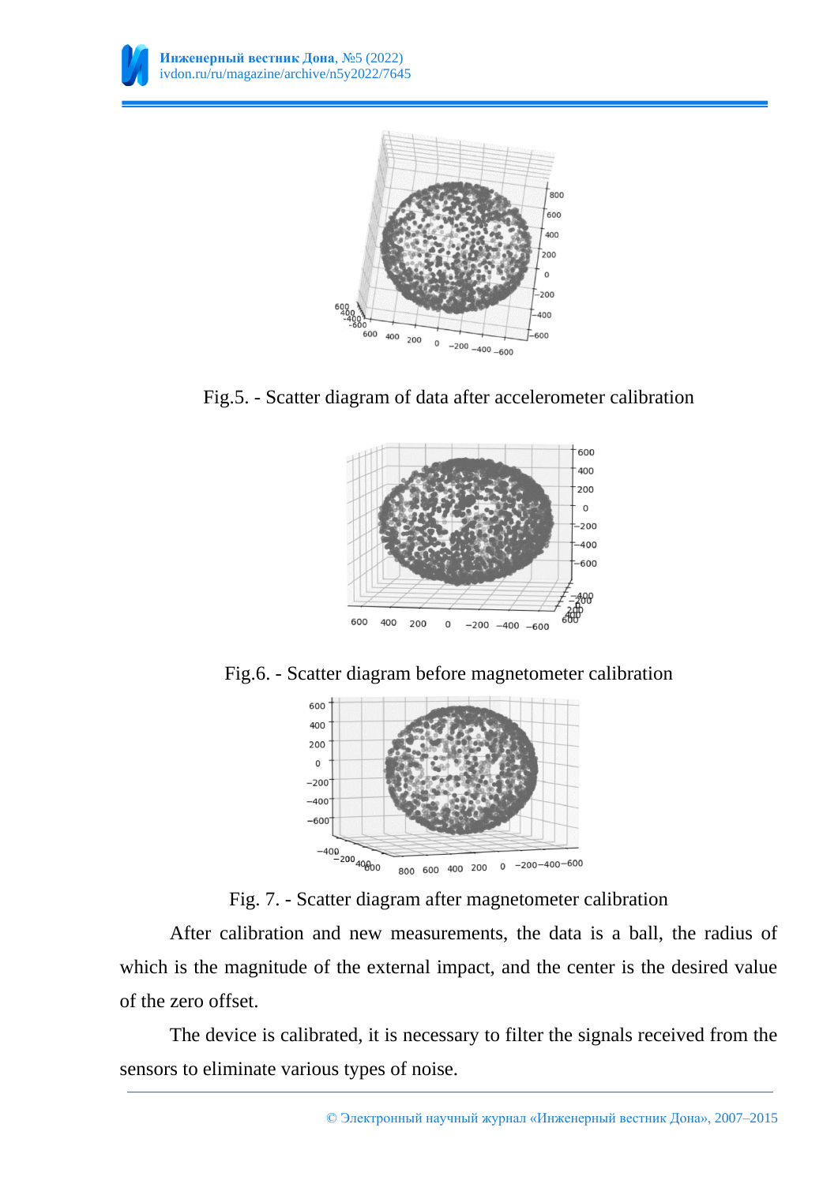Fig.5. - Scatter diagram of data after accelerometer calibration

Fig.6. - Scatter diagram before magnetometer calibration

Fig. 7. - Scatter diagram after magnetometer calibration

After calibration and new measurements, the data is a ball, the radius of which is the magnitude of the external impact, and the center is the desired value of the zero offset.

The device is calibrated, it is necessary to filter the signals received from the sensors to eliminate various types of noise.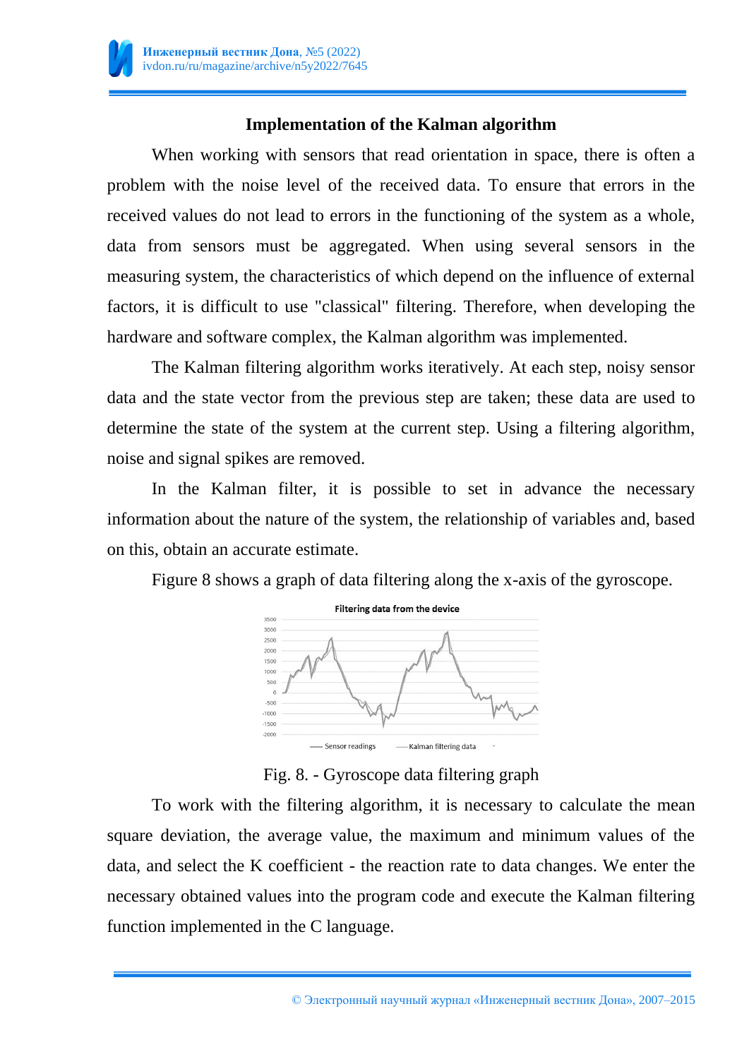## Implementation of the Kalman algorithm

When working with sensors that read orientation in space, there is often a problem with the noise level of the received data. To ensure that errors in the received values do not lead to errors in the functioning of the system as a whole, data from sensors must be aggregated. When using several sensors in the measuring system, the characteristics of which depend on the influence of external factors, it is difficult to use "classical" filtering. Therefore, when developing the hardware and software complex, the Kalman algorithm was implemented.

The Kalman filtering algorithm works iteratively. At each step, noisy sensor data and the state vector from the previous step are taken; these data are used to determine the state of the system at the current step. Using a filtering algorithm, noise and signal spikes are removed.

In the Kalman filter, it is possible to set in advance the necessary information about the nature of the system, the relationship of variables and, based on this, obtain an accurate estimate.

Figure 8 shows a graph of data filtering along the x-axis of the gyroscope.

Fig. 8. - Gyroscope data filtering graph

To work with the filtering algorithm, it is necessary to calculate the mean square deviation, the average value, the maximum and minimum values of the data, and select the K coefficient - the reaction rate to data changes. We enter the necessary obtained values into the program code and execute the Kalman filtering function implemented in the C language.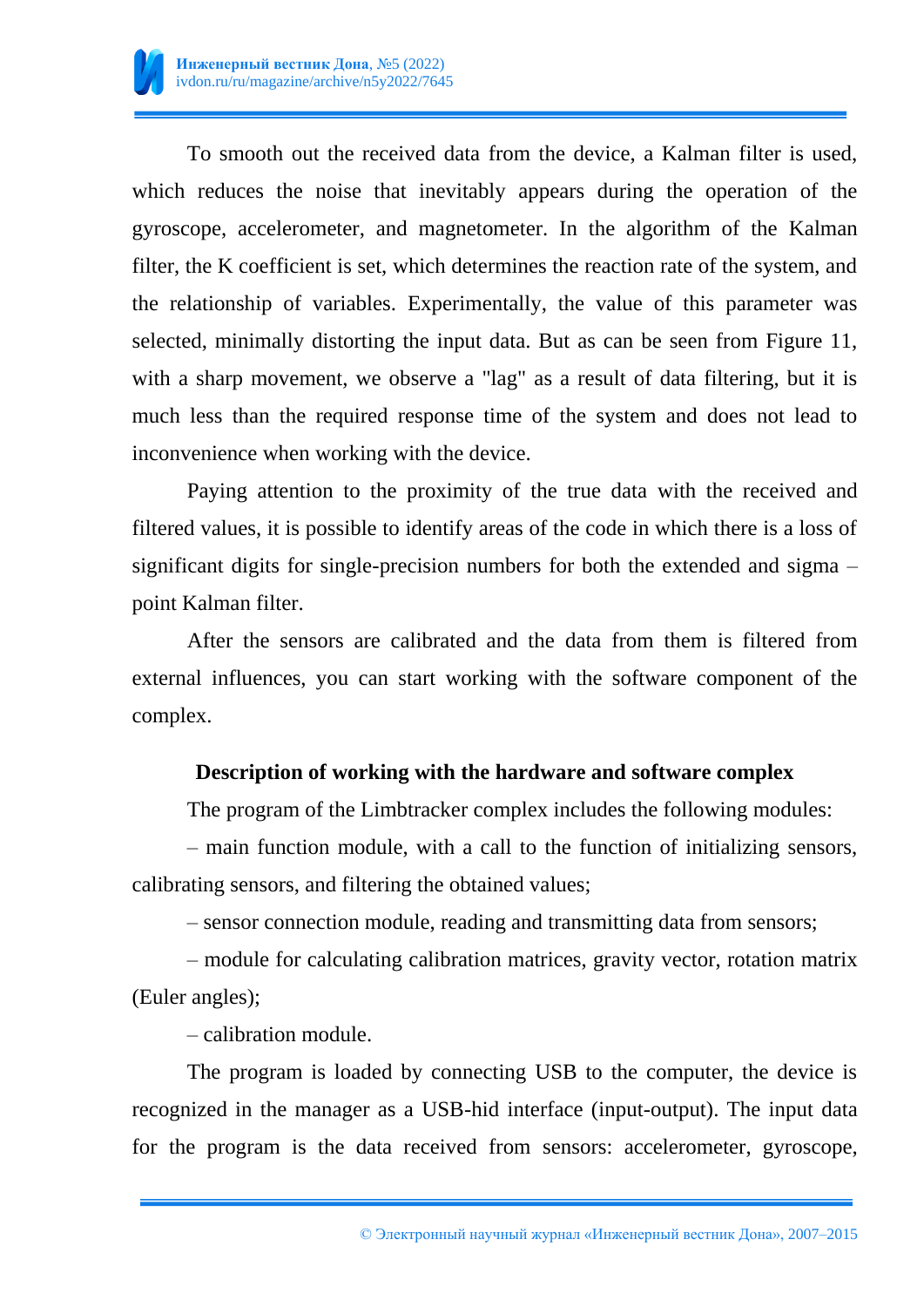To smooth out the received data from the device, a Kalman filter is used, which reduces the noise that inevitably appears during the operation of the gyroscope, accelerometer, and magnetometer. In the algorithm of the Kalman filter, the K coefficient is set, which determines the reaction rate of the system, and the relationship of variables. Experimentally, the value of this parameter was selected, minimally distorting the input data. But as can be seen from Figure 11, with a sharp movement, we observe a "lag" as a result of data filtering, but it is much less than the required response time of the system and does not lead to inconvenience when working with the device.

Paying attention to the proximity of the true data with the received and filtered values, it is possible to identify areas of the code in which there is a loss of significant digits for single-precision numbers for both the extended and sigma – point Kalman filter.

After the sensors are calibrated and the data from them is filtered from external influences, you can start working with the software component of the complex.

## Description of working with the hardware and software complex

The program of the Limbtracker complex includes the following modules:

– main function module, with a call to the function of initializing sensors, calibrating sensors, and filtering the obtained values;

– sensor connection module, reading and transmitting data from sensors;

– module for calculating calibration matrices, gravity vector, rotation matrix (Euler angles);

– calibration module.

The program is loaded by connecting USB to the computer, the device is recognized in the manager as a USB-hid interface (input-output). The input data for the program is the data received from sensors: accelerometer, gyroscope,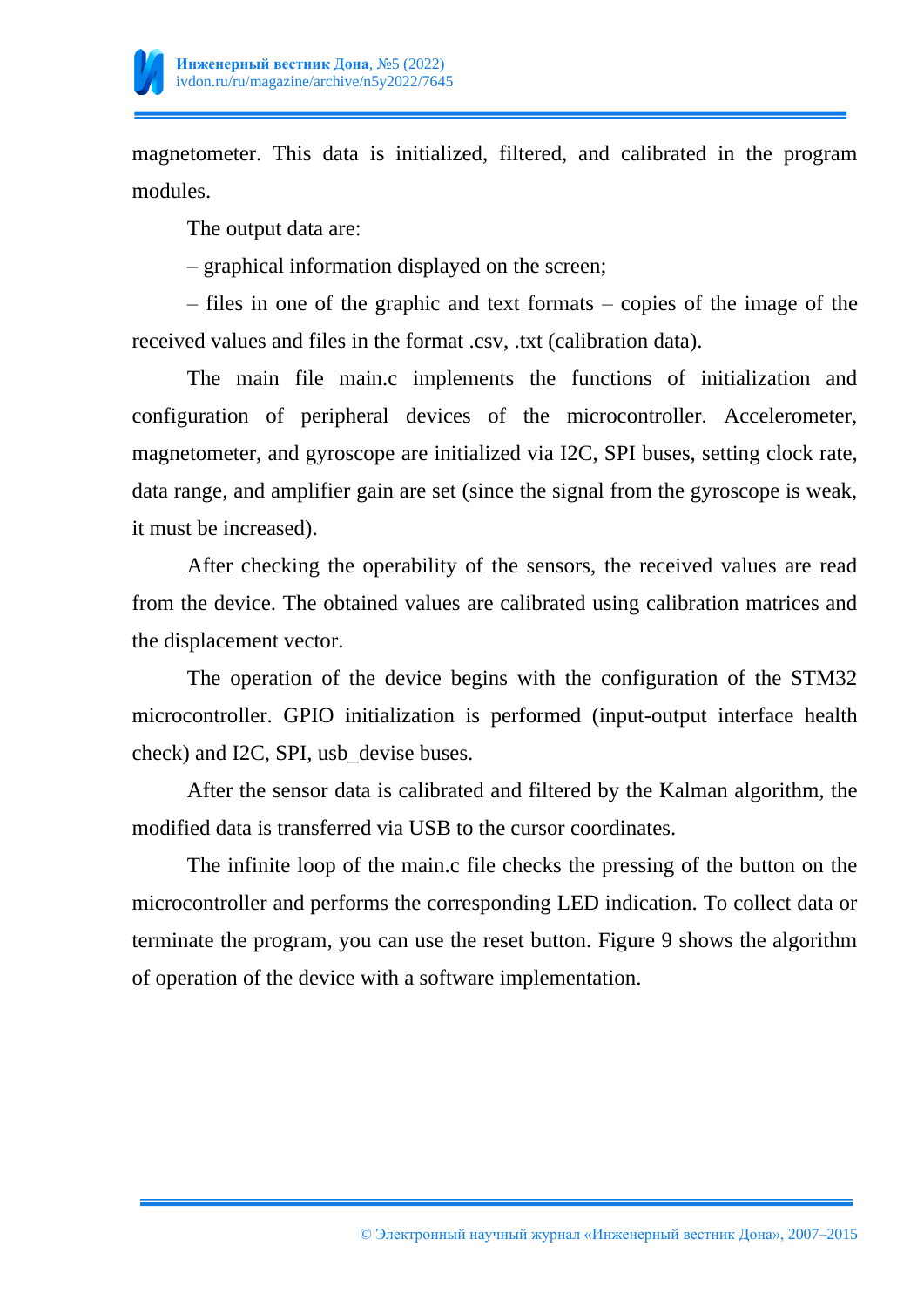magnetometer. This data is initialized, filtered, and calibrated in the program modules.

The output data are:

– graphical information displayed on the screen;

– files in one of the graphic and text formats – copies of the image of the received values and files in the format .csv, .txt (calibration data).

The main file main.c implements the functions of initialization and configuration of peripheral devices of the microcontroller. Accelerometer, magnetometer, and gyroscope are initialized via I2C, SPI buses, setting clock rate, data range, and amplifier gain are set (since the signal from the gyroscope is weak, it must be increased).

After checking the operability of the sensors, the received values are read from the device. The obtained values are calibrated using calibration matrices and the displacement vector.

The operation of the device begins with the configuration of the STM32 microcontroller. GPIO initialization is performed (input-output interface health check) and I2C, SPI, usb_devise buses.

After the sensor data is calibrated and filtered by the Kalman algorithm, the modified data is transferred via USB to the cursor coordinates.

The infinite loop of the main.c file checks the pressing of the button on the microcontroller and performs the corresponding LED indication. To collect data or terminate the program, you can use the reset button. Figure 9 shows the algorithm of operation of the device with a software implementation.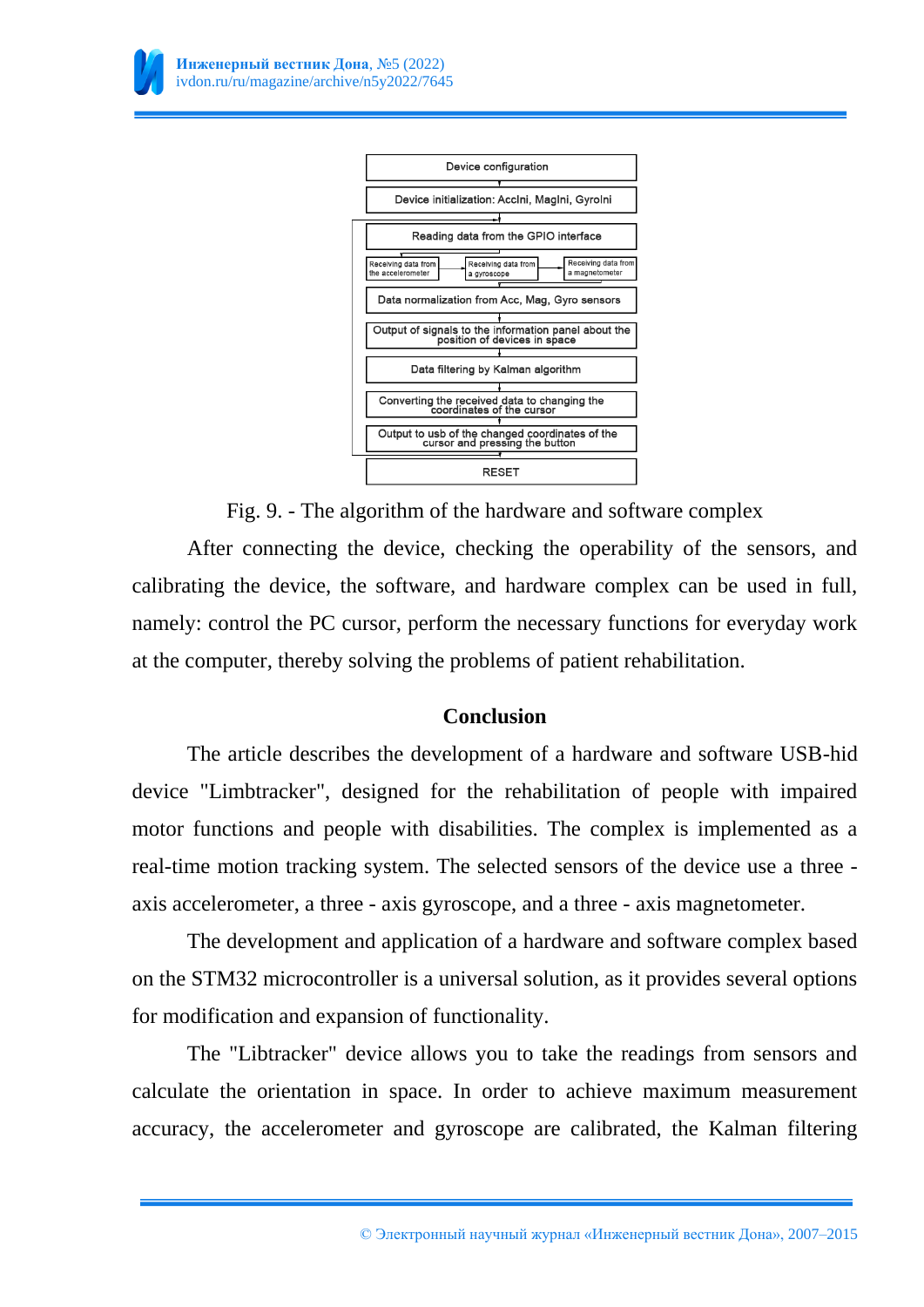Device configuration

Device initialization: AccIni, MagIni, GyroIni

Reading data from the GPIO interface

Receiving data from the accelerometer | Receiving data from a gyroscope | Receiving data from a magnetometer

Data normalization from Acc, Mag, Gyro sensors

Output of signals to the information panel about the position of devices in space

Data filtering by Kalman algorithm

Converting the received data to changing the coordinates of the cursor

Output to usb of the changed coordinates of the cursor and pressing the button

RESET

Fig. 9. - The algorithm of the hardware and software complex

After connecting the device, checking the operability of the sensors, and calibrating the device, the software, and hardware complex can be used in full, namely: control the PC cursor, perform the necessary functions for everyday work at the computer, thereby solving the problems of patient rehabilitation.

## Conclusion

The article describes the development of a hardware and software USB-hid device "Limbtracker", designed for the rehabilitation of people with impaired motor functions and people with disabilities. The complex is implemented as a real-time motion tracking system. The selected sensors of the device use a three - axis accelerometer, a three - axis gyroscope, and a three - axis magnetometer.

The development and application of a hardware and software complex based on the STM32 microcontroller is a universal solution, as it provides several options for modification and expansion of functionality.

The "Libtracker" device allows you to take the readings from sensors and calculate the orientation in space. In order to achieve maximum measurement accuracy, the accelerometer and gyroscope are calibrated, the Kalman filtering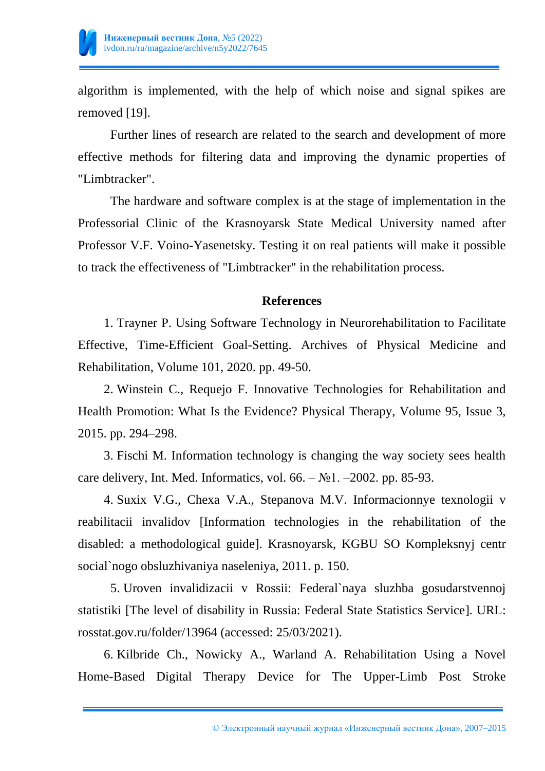algorithm is implemented, with the help of which noise and signal spikes are removed [19].

Further lines of research are related to the search and development of more effective methods for filtering data and improving the dynamic properties of "Limbtracker".

The hardware and software complex is at the stage of implementation in the Professorial Clinic of the Krasnoyarsk State Medical University named after Professor V.F. Voino-Yasenetsky. Testing it on real patients will make it possible to track the effectiveness of "Limbtracker" in the rehabilitation process.

## References

1. Trayner P. Using Software Technology in Neurorehabilitation to Facilitate Effective, Time-Efficient Goal-Setting. Archives of Physical Medicine and Rehabilitation, Volume 101, 2020. pp. 49-50.

2. Winstein C., Requejo F. Innovative Technologies for Rehabilitation and Health Promotion: What Is the Evidence? Physical Therapy, Volume 95, Issue 3, 2015. pp. 294–298.

3. Fischi M. Information technology is changing the way society sees health care delivery, Int. Med. Informatics, vol. 66. – №1. –2002. pp. 85-93.

4. Suxix V.G., Chexa V.A., Stepanova M.V. Informacionnye texnologii v reabilitacii invalidov [Information technologies in the rehabilitation of the disabled: a methodological guide]. Krasnoyarsk, KGBU SO Kompleksnyj centr social`nogo obsluzhivaniya naseleniya, 2011. p. 150.

5. Uroven invalidizacii v Rossii: Federal`naya sluzhba gosudarstvennoj statistiki [The level of disability in Russia: Federal State Statistics Service]. URL: rosstat.gov.ru/folder/13964 (accessed: 25/03/2021).

6. Kilbride Ch., Nowicky A., Warland A. Rehabilitation Using a Novel Home-Based Digital Therapy Device for The Upper-Limb Post Stroke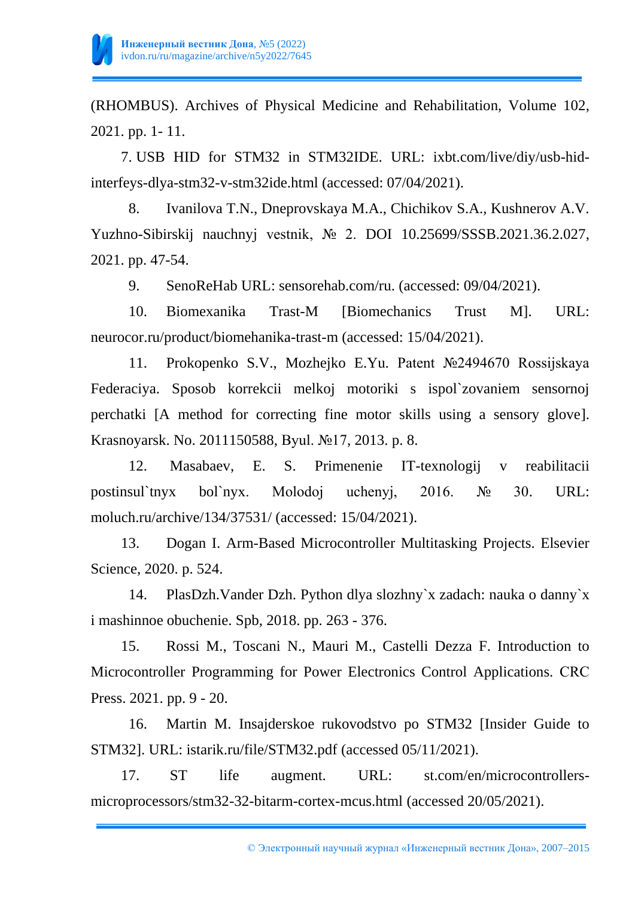(RHOMBUS). Archives of Physical Medicine and Rehabilitation, Volume 102, 2021. pp. 1- 11.

7. USB HID for STM32 in STM32IDE. URL: ixbt.com/live/diy/usb-hid-interfeys-dlya-stm32-v-stm32ide.html (accessed: 07/04/2021).

8. Ivanilova T.N., Dneprovskaya M.A., Chichikov S.A., Kushnerov A.V. Yuzhno-Sibirskij nauchnyj vestnik, № 2. DOI 10.25699/SSSB.2021.36.2.027, 2021. pp. 47-54.

9. SenoReHab URL: sensorehab.com/ru. (accessed: 09/04/2021).

10. Biomexanika Trast-M [Biomechanics Trust M]. URL: neurocor.ru/product/biomehanika-trast-m (accessed: 15/04/2021).

11. Prokopenko S.V., Mozhejko E.Yu. Patent №2494670 Rossijskaya Federaciya. Sposob korrekcii melkoj motoriki s ispol`zovaniem sensornoj perchatki [A method for correcting fine motor skills using a sensory glove]. Krasnoyarsk. No. 2011150588, Byul. №17, 2013. p. 8.

12. Masabaev, E. S. Primenenie IT-texnologij v reabilitacii postinsul`tnyx bol`nyx. Molodoj uchenyj, 2016. № 30. URL: moluch.ru/archive/134/37531/ (accessed: 15/04/2021).

13. Dogan I. Arm-Based Microcontroller Multitasking Projects. Elsevier Science, 2020. p. 524.

14. PlasDzh.Vander Dzh. Python dlya slozhny`x zadach: nauka o danny`x i mashinnoe obuchenie. Spb, 2018. pp. 263 - 376.

15. Rossi M., Toscani N., Mauri M., Castelli Dezza F. Introduction to Microcontroller Programming for Power Electronics Control Applications. CRC Press. 2021. pp. 9 - 20.

16. Martin M. Insajderskoe rukovodstvo po STM32 [Insider Guide to STM32]. URL: istarik.ru/file/STM32.pdf (accessed 05/11/2021).

17. ST life augment. URL: st.com/en/microcontrollers-microprocessors/stm32-32-bitarm-cortex-mcus.html (accessed 20/05/2021).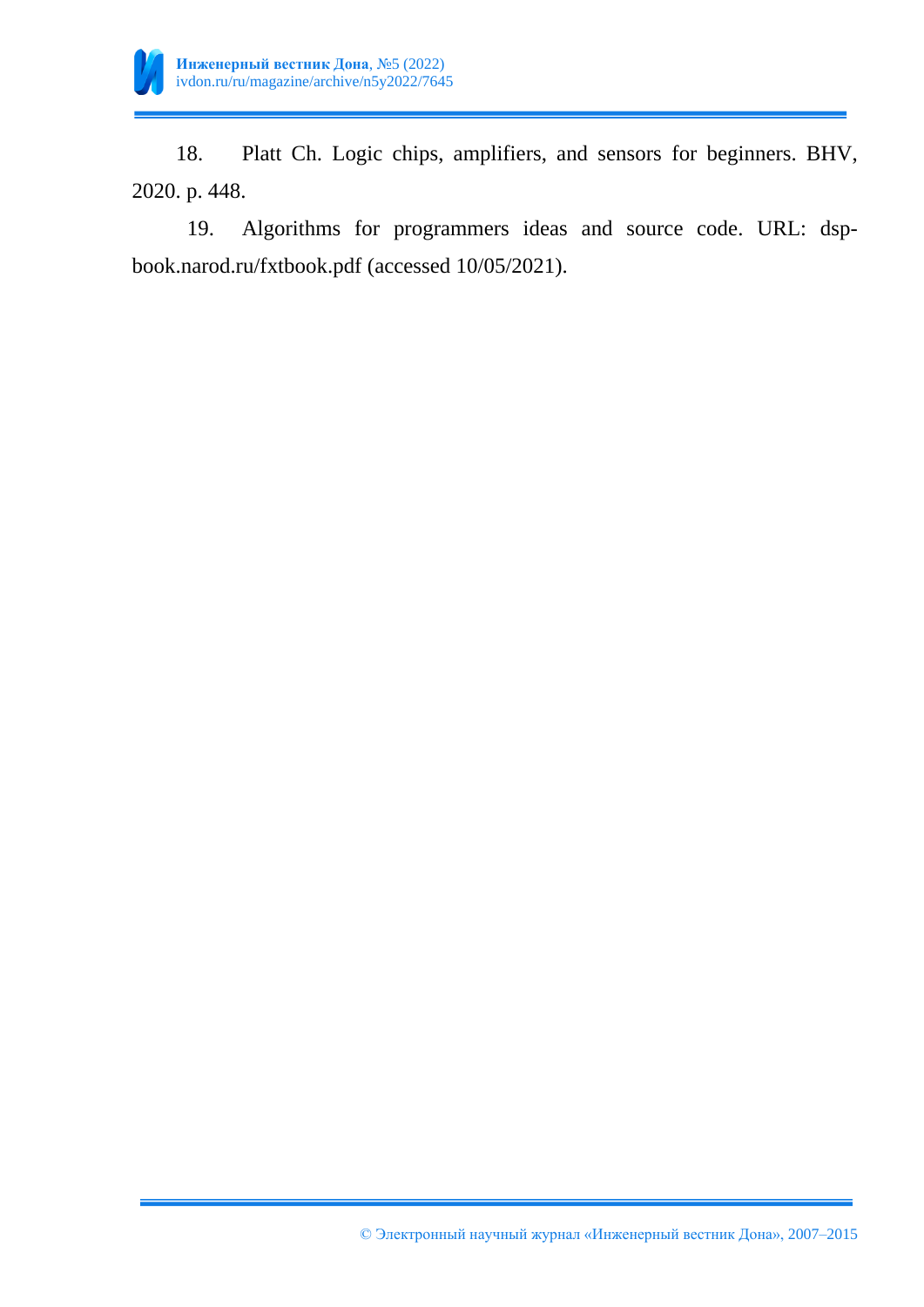18. Platt Ch. Logic chips, amplifiers, and sensors for beginners. BHV, 2020. p. 448.

19. Algorithms for programmers ideas and source code. URL: dsp-book.narod.ru/fxtbook.pdf (accessed 10/05/2021).